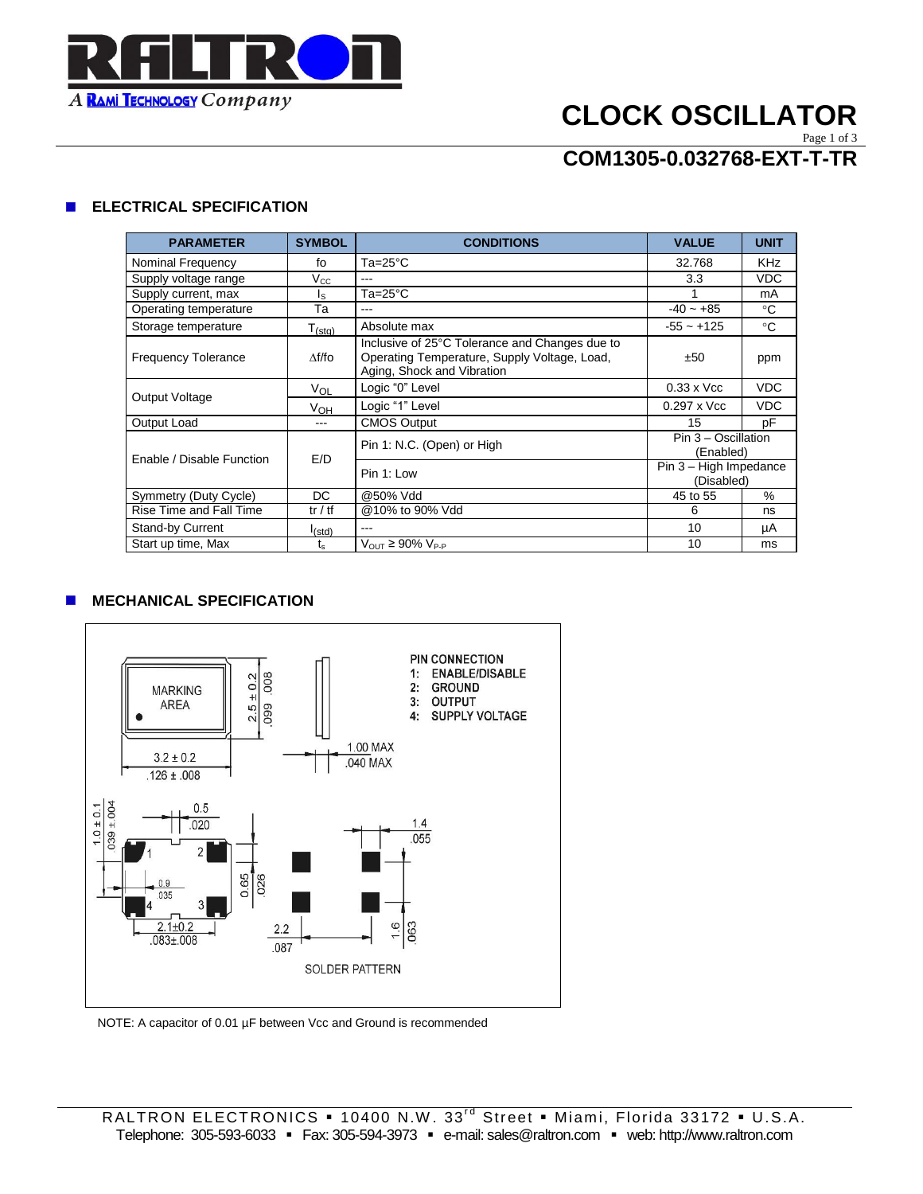# CLOCK OSCILLATOR

## COM1305-0.032768-EXT-T-TR

### ELECTRICAL SPECIFICATION

| PARAMETER | SYMBOL | CONDITIONS | VALUE | UNIT |
|---|---|---|---|---|
| Nominal Frequency | fo | Ta=25°C | 32.768 | KHz |
| Supply voltage range | $V_{CC}$ | --- | 3.3 | VDC |
| Supply current, max | $I_S$ | Ta=25°C | 1 | mA |
| Operating temperature | Ta | --- | -40 ~ +85 | °C |
| Storage temperature | $T_{(stg)}$ | Absolute max | -55 ~ +125 | °C |
| Frequency Tolerance | Δf/fo | Inclusive of 25°C Tolerance and Changes due to Operating Temperature, Supply Voltage, Load, Aging, Shock and Vibration | ±50 | ppm |
| Output Voltage | $V_{OL}$ | Logic "0" Level | 0.33 x Vcc | VDC |
| | $V_{OH}$ | Logic "1" Level | 0.297 x Vcc | VDC |
| Output Load | --- | CMOS Output | 15 | pF |
| Enable / Disable Function | E/D | Pin 1: N.C. (Open) or High | Pin 3 – Oscillation (Enabled) | |
| | | Pin 1: Low | Pin 3 – High Impedance (Disabled) | |
| Symmetry (Duty Cycle) | DC | @50% Vdd | 45 to 55 | % |
| Rise Time and Fall Time | tr / tf | @10% to 90% Vdd | 6 | ns |
| Stand-by Current | $I_{(std)}$ | --- | 10 | µA |
| Start up time, Max | $t_s$ | $V_{OUT}$ ≥ 90% $V_{P-P}$ | 10 | ms |

### MECHANICAL SPECIFICATION

MARKING AREA

3.2 ± 0.2
.126 ± .008

2.5 ± 0.2
.099 .008

1.00 MAX
.040 MAX

PIN CONNECTION
1: ENABLE/DISABLE
2: GROUND
3: OUTPUT
4: SUPPLY VOLTAGE

1.0 ± 0.1
.039 ± .004

0.5
.020

0.9
.035

0.65
.026

2.1±0.2
.083±.008

1.4
.055

2.2
.087

1.6
.063

SOLDER PATTERN

NOTE: A capacitor of 0.01 µF between Vcc and Ground is recommended

RALTRON ELECTRONICS ▪ 10400 N.W. 33rd Street ▪ Miami, Florida 33172 ▪ U.S.A.
Telephone: 305-593-6033 ▪ Fax: 305-594-3973 ▪ e-mail: sales@raltron.com ▪ web: http://www.raltron.com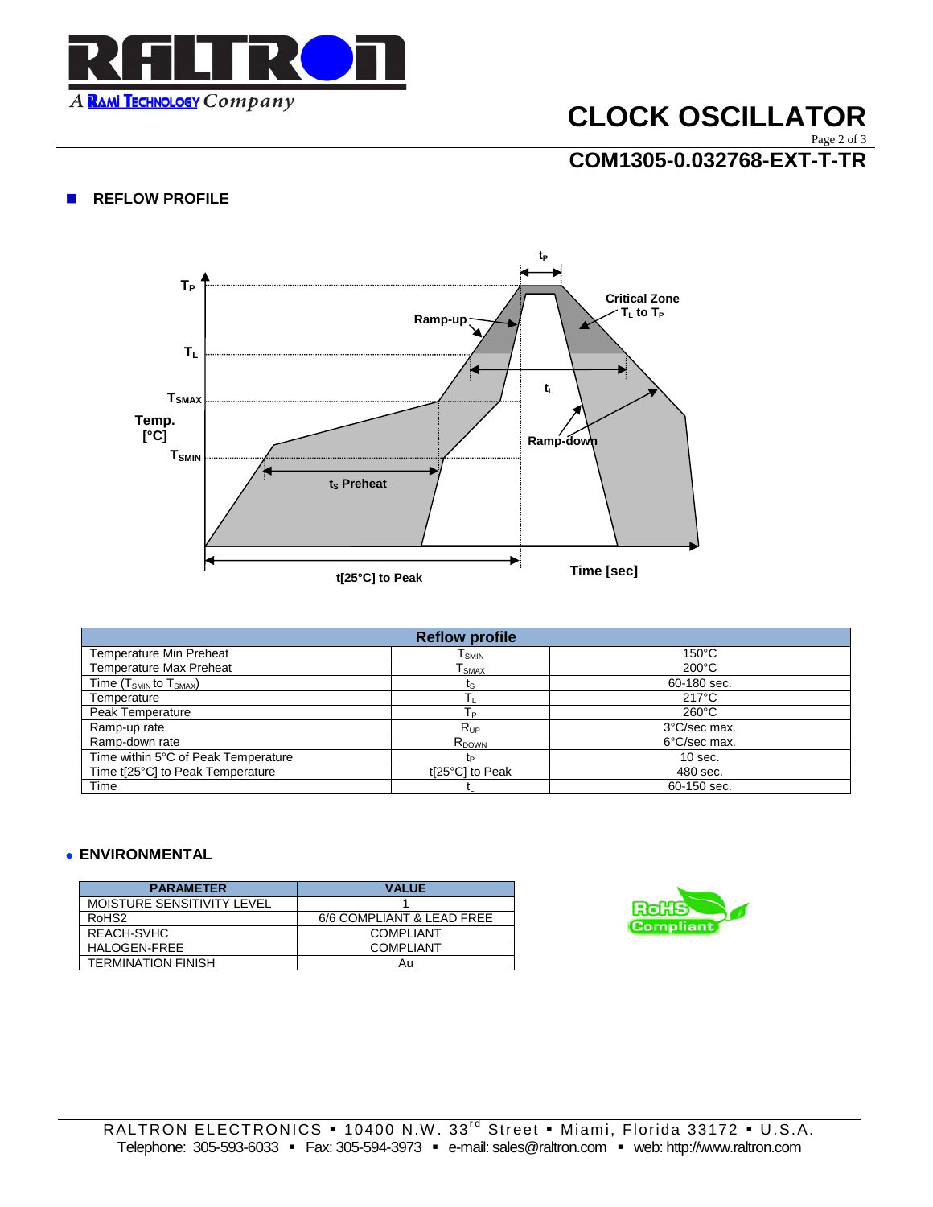# CLOCK OSCILLATOR

## COM1305-0.032768-EXT-T-TR

## REFLOW PROFILE

| Reflow profile | | |
|---|---|---|
| Temperature Min Preheat | $T_{SMIN}$ | 150°C |
| Temperature Max Preheat | $T_{SMAX}$ | 200°C |
| Time ($T_{SMIN}$ to $T_{SMAX}$) | $t_S$ | 60-180 sec. |
| Temperature | $T_L$ | 217°C |
| Peak Temperature | $T_P$ | 260°C |
| Ramp-up rate | $R_{UP}$ | 3°C/sec max. |
| Ramp-down rate | $R_{DOWN}$ | 6°C/sec max. |
| Time within 5°C of Peak Temperature | $t_P$ | 10 sec. |
| Time t[25°C] to Peak Temperature | t[25°C] to Peak | 480 sec. |
| Time | $t_L$ | 60-150 sec. |

## ENVIRONMENTAL

| PARAMETER | VALUE |
|---|---|
| MOISTURE SENSITIVITY LEVEL | 1 |
| RoHS2 | 6/6 COMPLIANT & LEAD FREE |
| REACH-SVHC | COMPLIANT |
| HALOGEN-FREE | COMPLIANT |
| TERMINATION FINISH | Au |

RALTRON ELECTRONICS ▪ 10400 N.W. 33rd Street ▪ Miami, Florida 33172 ▪ U.S.A.
Telephone: 305-593-6033 ▪ Fax: 305-594-3973 ▪ e-mail: sales@raltron.com ▪ web: http://www.raltron.com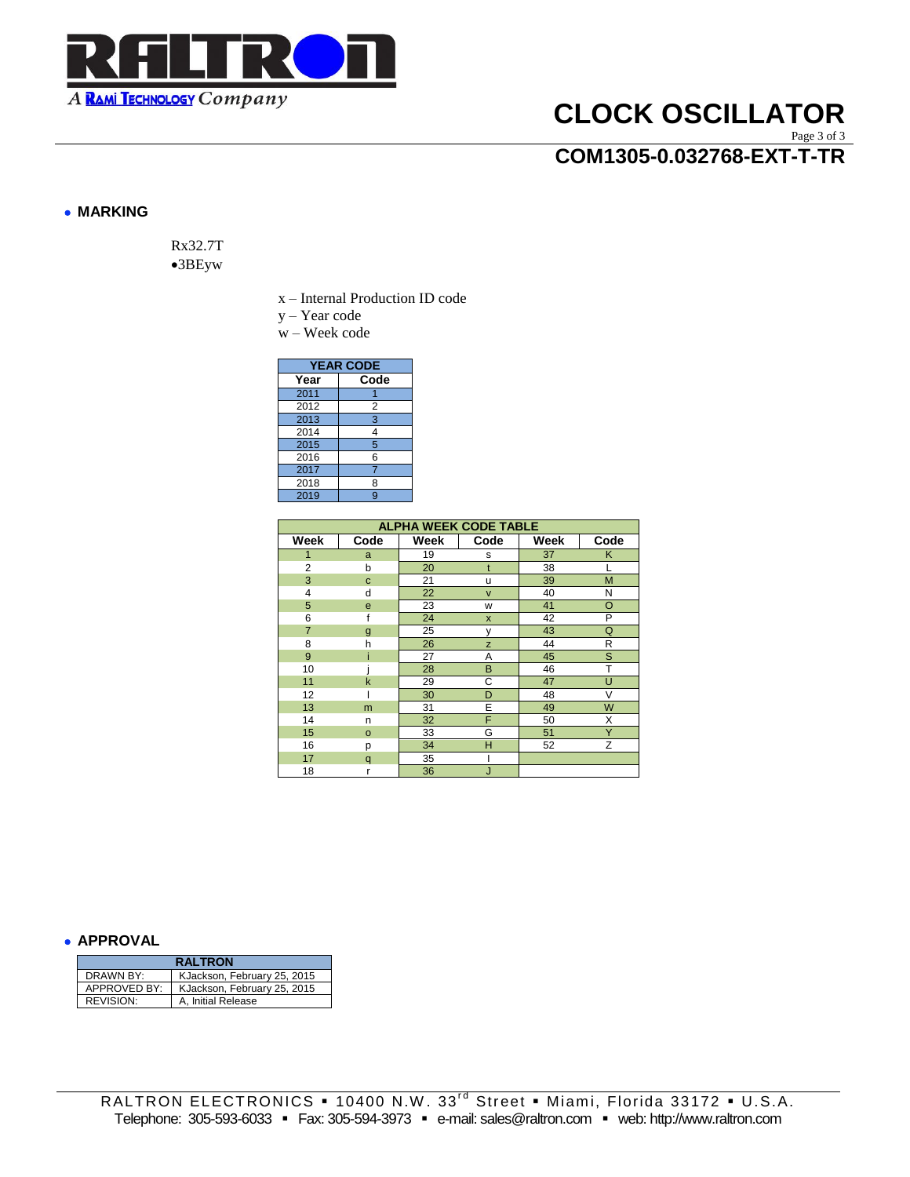# CLOCK OSCILLATOR

## COM1305-0.032768-EXT-T-TR

- **MARKING**

Rx32.7T
•3BEyw

x – Internal Production ID code
y – Year code
w – Week code

| YEAR CODE | |
|---|---|
| **Year** | **Code** |
| 2011 | 1 |
| 2012 | 2 |
| 2013 | 3 |
| 2014 | 4 |
| 2015 | 5 |
| 2016 | 6 |
| 2017 | 7 |
| 2018 | 8 |
| 2019 | 9 |

| ALPHA WEEK CODE TABLE | | | | | |
|---|---|---|---|---|---|
| **Week** | **Code** | **Week** | **Code** | **Week** | **Code** |
| 1 | a | 19 | s | 37 | K |
| 2 | b | 20 | t | 38 | L |
| 3 | c | 21 | u | 39 | M |
| 4 | d | 22 | v | 40 | N |
| 5 | e | 23 | w | 41 | O |
| 6 | f | 24 | x | 42 | P |
| 7 | g | 25 | y | 43 | Q |
| 8 | h | 26 | z | 44 | R |
| 9 | i | 27 | A | 45 | S |
| 10 | j | 28 | B | 46 | T |
| 11 | k | 29 | C | 47 | U |
| 12 | l | 30 | D | 48 | V |
| 13 | m | 31 | E | 49 | W |
| 14 | n | 32 | F | 50 | X |
| 15 | o | 33 | G | 51 | Y |
| 16 | p | 34 | H | 52 | Z |
| 17 | q | 35 | I | | |
| 18 | r | 36 | J | | |

- **APPROVAL**

| RALTRON | |
|---|---|
| DRAWN BY: | KJackson, February 25, 2015 |
| APPROVED BY: | KJackson, February 25, 2015 |
| REVISION: | A, Initial Release |

RALTRON ELECTRONICS ▪ 10400 N.W. 33rd Street ▪ Miami, Florida 33172 ▪ U.S.A.
Telephone: 305-593-6033 ▪ Fax: 305-594-3973 ▪ e-mail: sales@raltron.com ▪ web: http://www.raltron.com